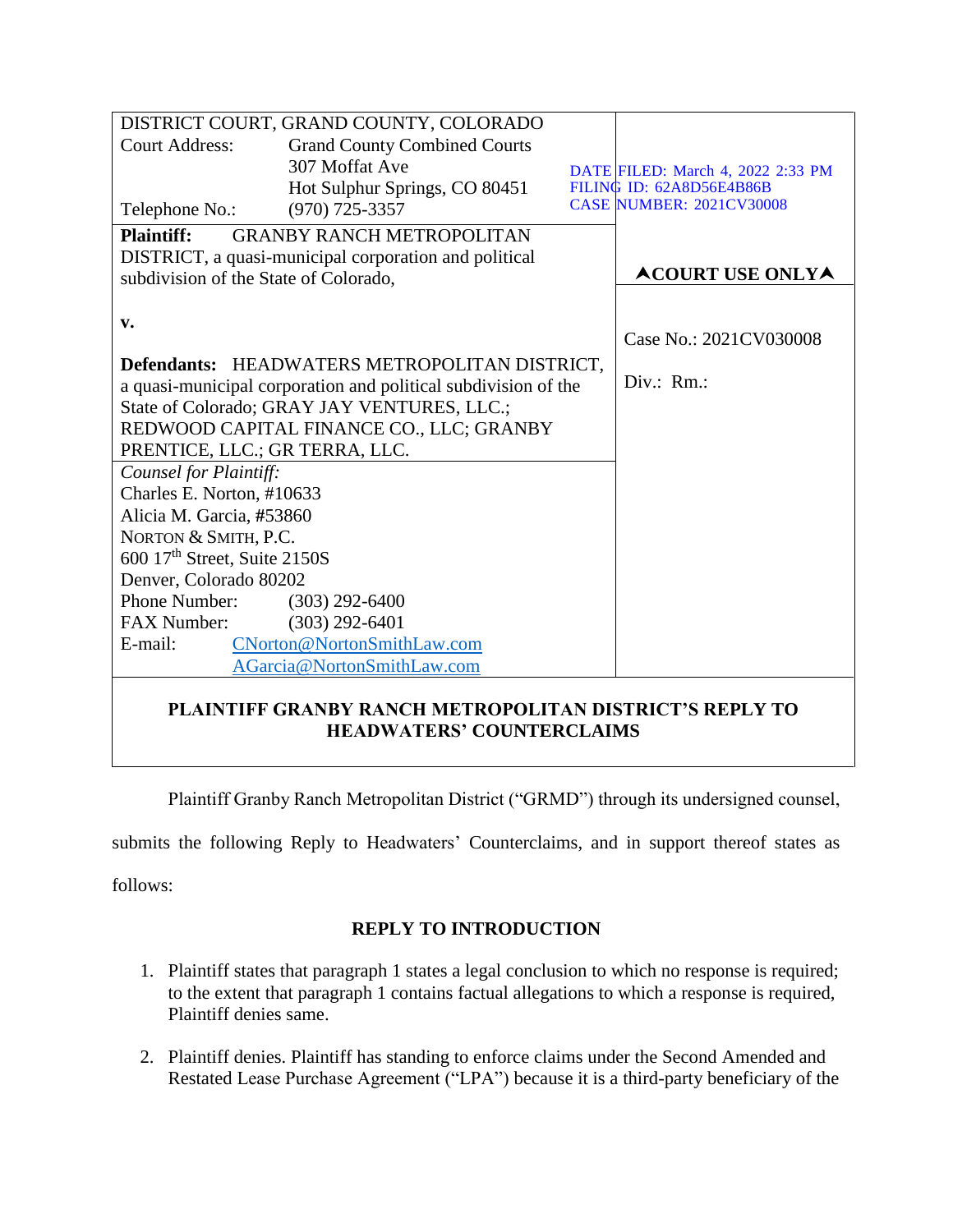| DISTRICT COURT, GRAND COUNTY, COLORADO<br>Court Address: Grand County Combined Courts<br>307 Moffat Ave<br>Hot Sulphur Springs, CO 80451<br>Telephone No.: (970) 725-3357 | DATE FILED: March 4, 2022 2:33 PM<br>FILING ID: 62A8D56E4B86B<br>CASE NUMBER: 2021CV30008 |
|---|---|
| **Plaintiff:** GRANBY RANCH METROPOLITAN DISTRICT, a quasi-municipal corporation and political subdivision of the State of Colorado,<br><br>**v.**<br><br>**Defendants:** HEADWATERS METROPOLITAN DISTRICT, a quasi-municipal corporation and political subdivision of the State of Colorado; GRAY JAY VENTURES, LLC.; REDWOOD CAPITAL FINANCE CO., LLC; GRANBY PRENTICE, LLC.; GR TERRA, LLC. | **▲COURT USE ONLY▲**<br><br>Case No.: 2021CV030008<br><br>Div.: Rm.: |
| *Counsel for Plaintiff:*<br>Charles E. Norton, #10633<br>Alicia M. Garcia, #53860<br>NORTON & SMITH, P.C.<br>600 17th Street, Suite 2150S<br>Denver, Colorado 80202<br>Phone Number: (303) 292-6400<br>FAX Number: (303) 292-6401<br>E-mail: CNorton@NortonSmithLaw.com<br>AGarcia@NortonSmithLaw.com | |

**PLAINTIFF GRANBY RANCH METROPOLITAN DISTRICT'S REPLY TO HEADWATERS' COUNTERCLAIMS**

Plaintiff Granby Ranch Metropolitan District ("GRMD") through its undersigned counsel, submits the following Reply to Headwaters' Counterclaims, and in support thereof states as follows:

## REPLY TO INTRODUCTION

1. Plaintiff states that paragraph 1 states a legal conclusion to which no response is required; to the extent that paragraph 1 contains factual allegations to which a response is required, Plaintiff denies same.

2. Plaintiff denies. Plaintiff has standing to enforce claims under the Second Amended and Restated Lease Purchase Agreement ("LPA") because it is a third-party beneficiary of the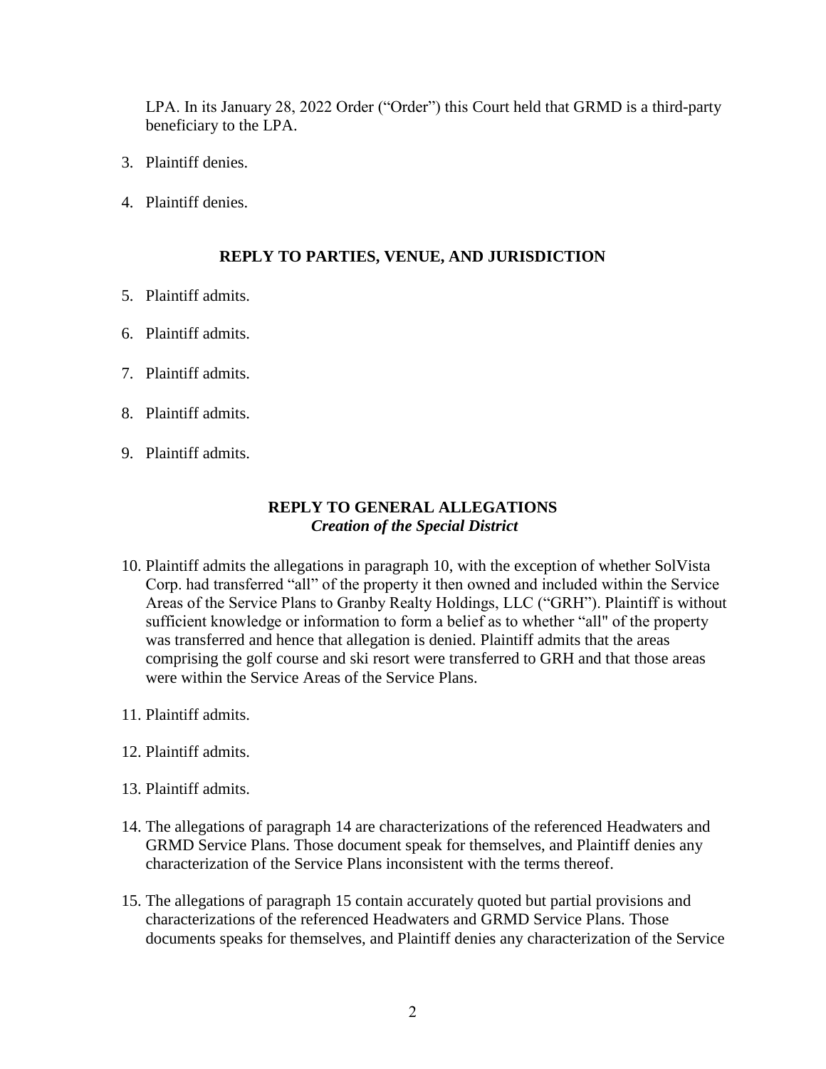LPA. In its January 28, 2022 Order ("Order") this Court held that GRMD is a third-party beneficiary to the LPA.

3. Plaintiff denies.

4. Plaintiff denies.

## REPLY TO PARTIES, VENUE, AND JURISDICTION

5. Plaintiff admits.

6. Plaintiff admits.

7. Plaintiff admits.

8. Plaintiff admits.

9. Plaintiff admits.

## REPLY TO GENERAL ALLEGATIONS

### *Creation of the Special District*

10. Plaintiff admits the allegations in paragraph 10, with the exception of whether SolVista Corp. had transferred "all" of the property it then owned and included within the Service Areas of the Service Plans to Granby Realty Holdings, LLC ("GRH"). Plaintiff is without sufficient knowledge or information to form a belief as to whether "all" of the property was transferred and hence that allegation is denied. Plaintiff admits that the areas comprising the golf course and ski resort were transferred to GRH and that those areas were within the Service Areas of the Service Plans.

11. Plaintiff admits.

12. Plaintiff admits.

13. Plaintiff admits.

14. The allegations of paragraph 14 are characterizations of the referenced Headwaters and GRMD Service Plans. Those document speak for themselves, and Plaintiff denies any characterization of the Service Plans inconsistent with the terms thereof.

15. The allegations of paragraph 15 contain accurately quoted but partial provisions and characterizations of the referenced Headwaters and GRMD Service Plans. Those documents speaks for themselves, and Plaintiff denies any characterization of the Service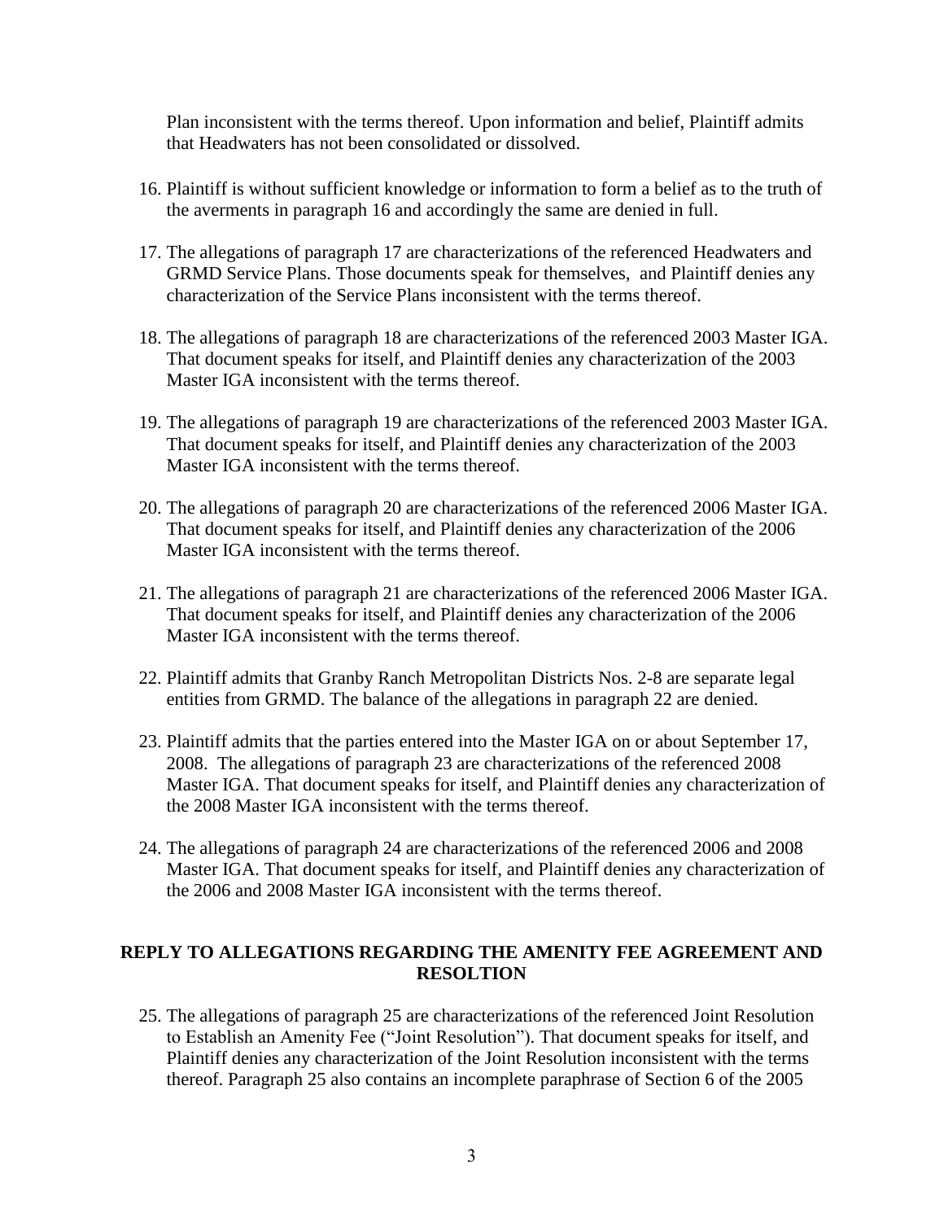Plan inconsistent with the terms thereof. Upon information and belief, Plaintiff admits that Headwaters has not been consolidated or dissolved.

16. Plaintiff is without sufficient knowledge or information to form a belief as to the truth of the averments in paragraph 16 and accordingly the same are denied in full.

17. The allegations of paragraph 17 are characterizations of the referenced Headwaters and GRMD Service Plans. Those documents speak for themselves, and Plaintiff denies any characterization of the Service Plans inconsistent with the terms thereof.

18. The allegations of paragraph 18 are characterizations of the referenced 2003 Master IGA. That document speaks for itself, and Plaintiff denies any characterization of the 2003 Master IGA inconsistent with the terms thereof.

19. The allegations of paragraph 19 are characterizations of the referenced 2003 Master IGA. That document speaks for itself, and Plaintiff denies any characterization of the 2003 Master IGA inconsistent with the terms thereof.

20. The allegations of paragraph 20 are characterizations of the referenced 2006 Master IGA. That document speaks for itself, and Plaintiff denies any characterization of the 2006 Master IGA inconsistent with the terms thereof.

21. The allegations of paragraph 21 are characterizations of the referenced 2006 Master IGA. That document speaks for itself, and Plaintiff denies any characterization of the 2006 Master IGA inconsistent with the terms thereof.

22. Plaintiff admits that Granby Ranch Metropolitan Districts Nos. 2-8 are separate legal entities from GRMD. The balance of the allegations in paragraph 22 are denied.

23. Plaintiff admits that the parties entered into the Master IGA on or about September 17, 2008. The allegations of paragraph 23 are characterizations of the referenced 2008 Master IGA. That document speaks for itself, and Plaintiff denies any characterization of the 2008 Master IGA inconsistent with the terms thereof.

24. The allegations of paragraph 24 are characterizations of the referenced 2006 and 2008 Master IGA. That document speaks for itself, and Plaintiff denies any characterization of the 2006 and 2008 Master IGA inconsistent with the terms thereof.

## REPLY TO ALLEGATIONS REGARDING THE AMENITY FEE AGREEMENT AND RESOLTION

25. The allegations of paragraph 25 are characterizations of the referenced Joint Resolution to Establish an Amenity Fee ("Joint Resolution"). That document speaks for itself, and Plaintiff denies any characterization of the Joint Resolution inconsistent with the terms thereof. Paragraph 25 also contains an incomplete paraphrase of Section 6 of the 2005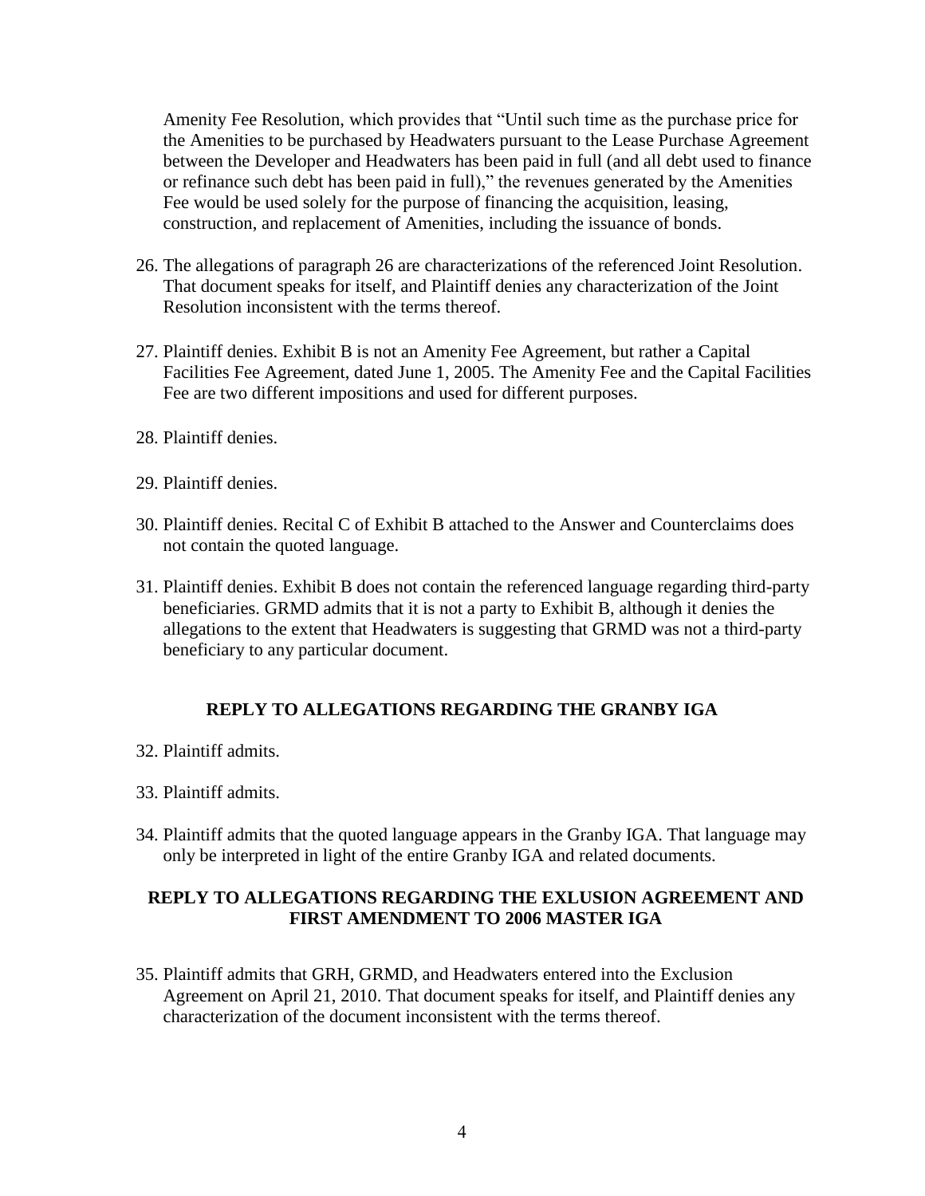Amenity Fee Resolution, which provides that "Until such time as the purchase price for the Amenities to be purchased by Headwaters pursuant to the Lease Purchase Agreement between the Developer and Headwaters has been paid in full (and all debt used to finance or refinance such debt has been paid in full)," the revenues generated by the Amenities Fee would be used solely for the purpose of financing the acquisition, leasing, construction, and replacement of Amenities, including the issuance of bonds.

26. The allegations of paragraph 26 are characterizations of the referenced Joint Resolution. That document speaks for itself, and Plaintiff denies any characterization of the Joint Resolution inconsistent with the terms thereof.

27. Plaintiff denies. Exhibit B is not an Amenity Fee Agreement, but rather a Capital Facilities Fee Agreement, dated June 1, 2005. The Amenity Fee and the Capital Facilities Fee are two different impositions and used for different purposes.

28. Plaintiff denies.

29. Plaintiff denies.

30. Plaintiff denies. Recital C of Exhibit B attached to the Answer and Counterclaims does not contain the quoted language.

31. Plaintiff denies. Exhibit B does not contain the referenced language regarding third-party beneficiaries. GRMD admits that it is not a party to Exhibit B, although it denies the allegations to the extent that Headwaters is suggesting that GRMD was not a third-party beneficiary to any particular document.

## REPLY TO ALLEGATIONS REGARDING THE GRANBY IGA

32. Plaintiff admits.

33. Plaintiff admits.

34. Plaintiff admits that the quoted language appears in the Granby IGA. That language may only be interpreted in light of the entire Granby IGA and related documents.

## REPLY TO ALLEGATIONS REGARDING THE EXLUSION AGREEMENT AND FIRST AMENDMENT TO 2006 MASTER IGA

35. Plaintiff admits that GRH, GRMD, and Headwaters entered into the Exclusion Agreement on April 21, 2010. That document speaks for itself, and Plaintiff denies any characterization of the document inconsistent with the terms thereof.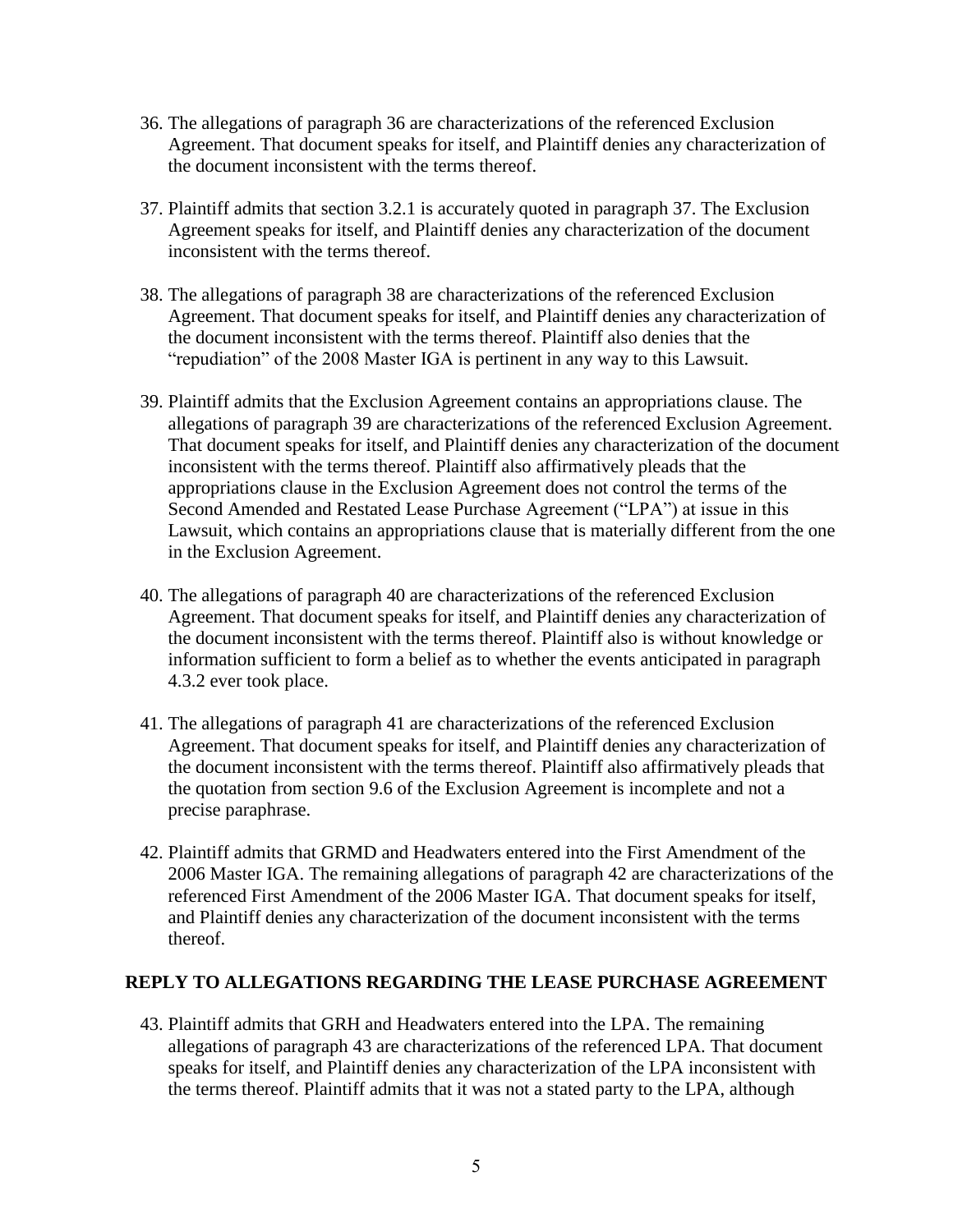36. The allegations of paragraph 36 are characterizations of the referenced Exclusion Agreement. That document speaks for itself, and Plaintiff denies any characterization of the document inconsistent with the terms thereof.

37. Plaintiff admits that section 3.2.1 is accurately quoted in paragraph 37. The Exclusion Agreement speaks for itself, and Plaintiff denies any characterization of the document inconsistent with the terms thereof.

38. The allegations of paragraph 38 are characterizations of the referenced Exclusion Agreement. That document speaks for itself, and Plaintiff denies any characterization of the document inconsistent with the terms thereof. Plaintiff also denies that the "repudiation" of the 2008 Master IGA is pertinent in any way to this Lawsuit.

39. Plaintiff admits that the Exclusion Agreement contains an appropriations clause. The allegations of paragraph 39 are characterizations of the referenced Exclusion Agreement. That document speaks for itself, and Plaintiff denies any characterization of the document inconsistent with the terms thereof. Plaintiff also affirmatively pleads that the appropriations clause in the Exclusion Agreement does not control the terms of the Second Amended and Restated Lease Purchase Agreement ("LPA") at issue in this Lawsuit, which contains an appropriations clause that is materially different from the one in the Exclusion Agreement.

40. The allegations of paragraph 40 are characterizations of the referenced Exclusion Agreement. That document speaks for itself, and Plaintiff denies any characterization of the document inconsistent with the terms thereof. Plaintiff also is without knowledge or information sufficient to form a belief as to whether the events anticipated in paragraph 4.3.2 ever took place.

41. The allegations of paragraph 41 are characterizations of the referenced Exclusion Agreement. That document speaks for itself, and Plaintiff denies any characterization of the document inconsistent with the terms thereof. Plaintiff also affirmatively pleads that the quotation from section 9.6 of the Exclusion Agreement is incomplete and not a precise paraphrase.

42. Plaintiff admits that GRMD and Headwaters entered into the First Amendment of the 2006 Master IGA. The remaining allegations of paragraph 42 are characterizations of the referenced First Amendment of the 2006 Master IGA. That document speaks for itself, and Plaintiff denies any characterization of the document inconsistent with the terms thereof.

## REPLY TO ALLEGATIONS REGARDING THE LEASE PURCHASE AGREEMENT

43. Plaintiff admits that GRH and Headwaters entered into the LPA. The remaining allegations of paragraph 43 are characterizations of the referenced LPA. That document speaks for itself, and Plaintiff denies any characterization of the LPA inconsistent with the terms thereof. Plaintiff admits that it was not a stated party to the LPA, although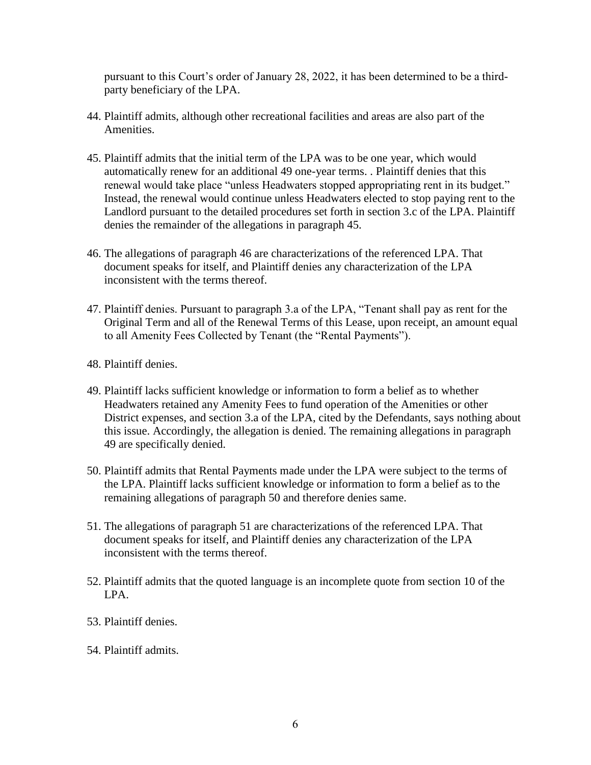pursuant to this Court's order of January 28, 2022, it has been determined to be a third-party beneficiary of the LPA.

44. Plaintiff admits, although other recreational facilities and areas are also part of the Amenities.

45. Plaintiff admits that the initial term of the LPA was to be one year, which would automatically renew for an additional 49 one-year terms. . Plaintiff denies that this renewal would take place "unless Headwaters stopped appropriating rent in its budget." Instead, the renewal would continue unless Headwaters elected to stop paying rent to the Landlord pursuant to the detailed procedures set forth in section 3.c of the LPA. Plaintiff denies the remainder of the allegations in paragraph 45.

46. The allegations of paragraph 46 are characterizations of the referenced LPA. That document speaks for itself, and Plaintiff denies any characterization of the LPA inconsistent with the terms thereof.

47. Plaintiff denies. Pursuant to paragraph 3.a of the LPA, "Tenant shall pay as rent for the Original Term and all of the Renewal Terms of this Lease, upon receipt, an amount equal to all Amenity Fees Collected by Tenant (the "Rental Payments").

48. Plaintiff denies.

49. Plaintiff lacks sufficient knowledge or information to form a belief as to whether Headwaters retained any Amenity Fees to fund operation of the Amenities or other District expenses, and section 3.a of the LPA, cited by the Defendants, says nothing about this issue. Accordingly, the allegation is denied. The remaining allegations in paragraph 49 are specifically denied.

50. Plaintiff admits that Rental Payments made under the LPA were subject to the terms of the LPA. Plaintiff lacks sufficient knowledge or information to form a belief as to the remaining allegations of paragraph 50 and therefore denies same.

51. The allegations of paragraph 51 are characterizations of the referenced LPA. That document speaks for itself, and Plaintiff denies any characterization of the LPA inconsistent with the terms thereof.

52. Plaintiff admits that the quoted language is an incomplete quote from section 10 of the LPA.

53. Plaintiff denies.

54. Plaintiff admits.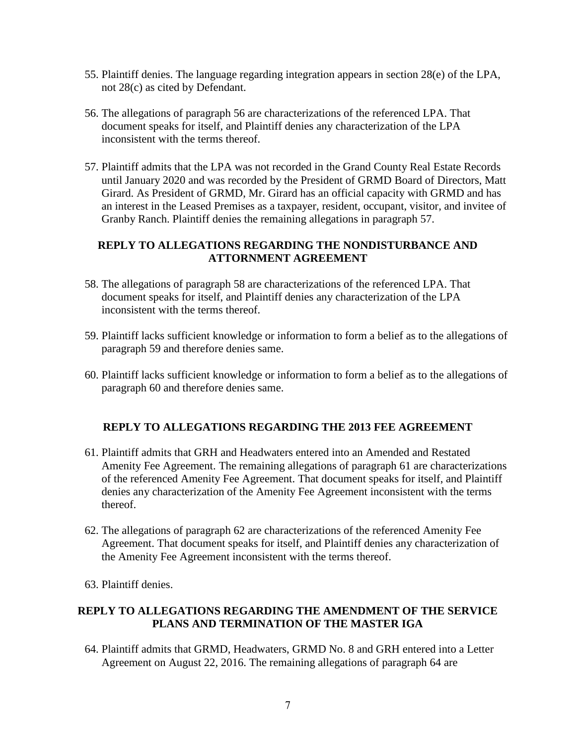55. Plaintiff denies. The language regarding integration appears in section 28(e) of the LPA, not 28(c) as cited by Defendant.

56. The allegations of paragraph 56 are characterizations of the referenced LPA. That document speaks for itself, and Plaintiff denies any characterization of the LPA inconsistent with the terms thereof.

57. Plaintiff admits that the LPA was not recorded in the Grand County Real Estate Records until January 2020 and was recorded by the President of GRMD Board of Directors, Matt Girard. As President of GRMD, Mr. Girard has an official capacity with GRMD and has an interest in the Leased Premises as a taxpayer, resident, occupant, visitor, and invitee of Granby Ranch. Plaintiff denies the remaining allegations in paragraph 57.

## REPLY TO ALLEGATIONS REGARDING THE NONDISTURBANCE AND ATTORNMENT AGREEMENT

58. The allegations of paragraph 58 are characterizations of the referenced LPA. That document speaks for itself, and Plaintiff denies any characterization of the LPA inconsistent with the terms thereof.

59. Plaintiff lacks sufficient knowledge or information to form a belief as to the allegations of paragraph 59 and therefore denies same.

60. Plaintiff lacks sufficient knowledge or information to form a belief as to the allegations of paragraph 60 and therefore denies same.

## REPLY TO ALLEGATIONS REGARDING THE 2013 FEE AGREEMENT

61. Plaintiff admits that GRH and Headwaters entered into an Amended and Restated Amenity Fee Agreement. The remaining allegations of paragraph 61 are characterizations of the referenced Amenity Fee Agreement. That document speaks for itself, and Plaintiff denies any characterization of the Amenity Fee Agreement inconsistent with the terms thereof.

62. The allegations of paragraph 62 are characterizations of the referenced Amenity Fee Agreement. That document speaks for itself, and Plaintiff denies any characterization of the Amenity Fee Agreement inconsistent with the terms thereof.

63. Plaintiff denies.

## REPLY TO ALLEGATIONS REGARDING THE AMENDMENT OF THE SERVICE PLANS AND TERMINATION OF THE MASTER IGA

64. Plaintiff admits that GRMD, Headwaters, GRMD No. 8 and GRH entered into a Letter Agreement on August 22, 2016. The remaining allegations of paragraph 64 are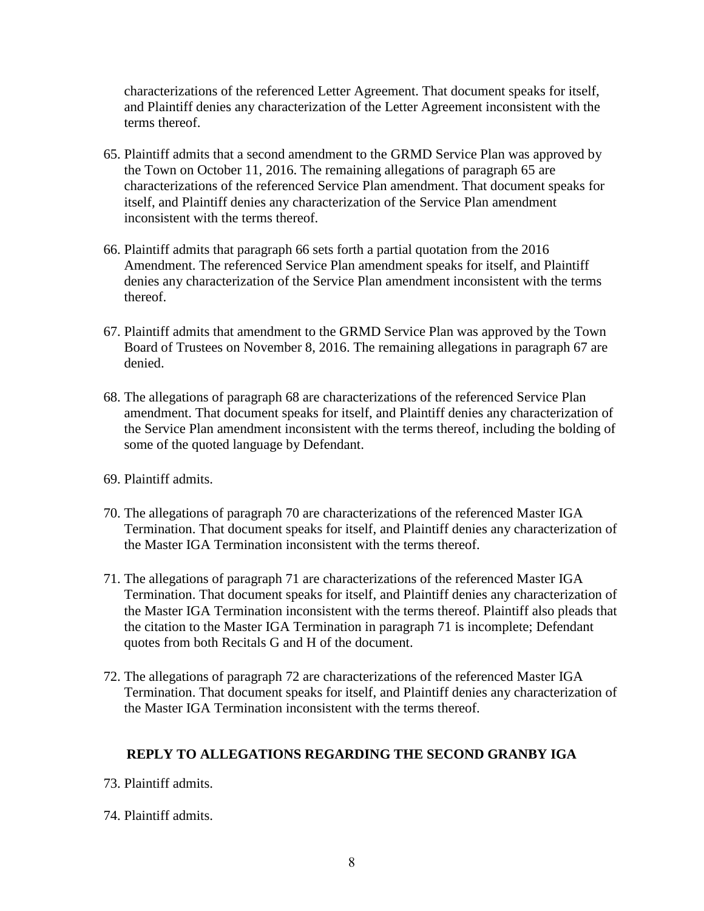characterizations of the referenced Letter Agreement. That document speaks for itself, and Plaintiff denies any characterization of the Letter Agreement inconsistent with the terms thereof.

65. Plaintiff admits that a second amendment to the GRMD Service Plan was approved by the Town on October 11, 2016. The remaining allegations of paragraph 65 are characterizations of the referenced Service Plan amendment. That document speaks for itself, and Plaintiff denies any characterization of the Service Plan amendment inconsistent with the terms thereof.

66. Plaintiff admits that paragraph 66 sets forth a partial quotation from the 2016 Amendment. The referenced Service Plan amendment speaks for itself, and Plaintiff denies any characterization of the Service Plan amendment inconsistent with the terms thereof.

67. Plaintiff admits that amendment to the GRMD Service Plan was approved by the Town Board of Trustees on November 8, 2016. The remaining allegations in paragraph 67 are denied.

68. The allegations of paragraph 68 are characterizations of the referenced Service Plan amendment. That document speaks for itself, and Plaintiff denies any characterization of the Service Plan amendment inconsistent with the terms thereof, including the bolding of some of the quoted language by Defendant.

69. Plaintiff admits.

70. The allegations of paragraph 70 are characterizations of the referenced Master IGA Termination. That document speaks for itself, and Plaintiff denies any characterization of the Master IGA Termination inconsistent with the terms thereof.

71. The allegations of paragraph 71 are characterizations of the referenced Master IGA Termination. That document speaks for itself, and Plaintiff denies any characterization of the Master IGA Termination inconsistent with the terms thereof. Plaintiff also pleads that the citation to the Master IGA Termination in paragraph 71 is incomplete; Defendant quotes from both Recitals G and H of the document.

72. The allegations of paragraph 72 are characterizations of the referenced Master IGA Termination. That document speaks for itself, and Plaintiff denies any characterization of the Master IGA Termination inconsistent with the terms thereof.

## REPLY TO ALLEGATIONS REGARDING THE SECOND GRANBY IGA

73. Plaintiff admits.

74. Plaintiff admits.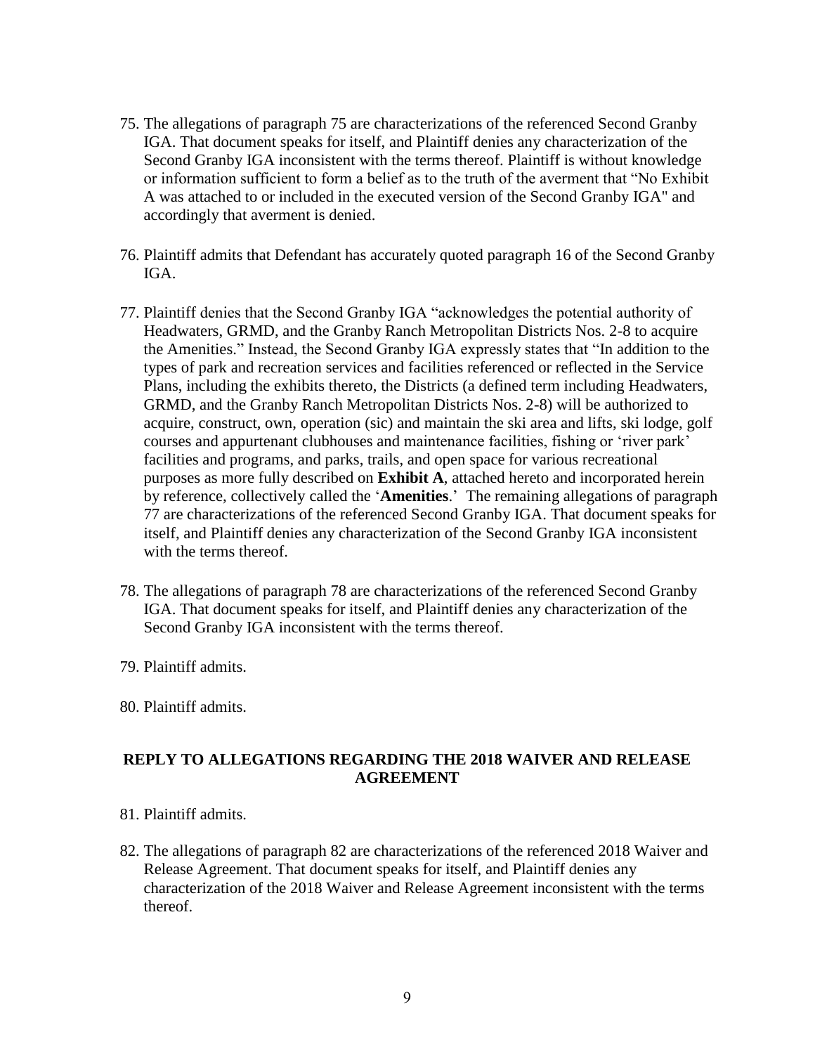75. The allegations of paragraph 75 are characterizations of the referenced Second Granby IGA. That document speaks for itself, and Plaintiff denies any characterization of the Second Granby IGA inconsistent with the terms thereof. Plaintiff is without knowledge or information sufficient to form a belief as to the truth of the averment that "No Exhibit A was attached to or included in the executed version of the Second Granby IGA" and accordingly that averment is denied.

76. Plaintiff admits that Defendant has accurately quoted paragraph 16 of the Second Granby IGA.

77. Plaintiff denies that the Second Granby IGA "acknowledges the potential authority of Headwaters, GRMD, and the Granby Ranch Metropolitan Districts Nos. 2-8 to acquire the Amenities." Instead, the Second Granby IGA expressly states that "In addition to the types of park and recreation services and facilities referenced or reflected in the Service Plans, including the exhibits thereto, the Districts (a defined term including Headwaters, GRMD, and the Granby Ranch Metropolitan Districts Nos. 2-8) will be authorized to acquire, construct, own, operation (sic) and maintain the ski area and lifts, ski lodge, golf courses and appurtenant clubhouses and maintenance facilities, fishing or 'river park' facilities and programs, and parks, trails, and open space for various recreational purposes as more fully described on **Exhibit A**, attached hereto and incorporated herein by reference, collectively called the '**Amenities**.' The remaining allegations of paragraph 77 are characterizations of the referenced Second Granby IGA. That document speaks for itself, and Plaintiff denies any characterization of the Second Granby IGA inconsistent with the terms thereof.

78. The allegations of paragraph 78 are characterizations of the referenced Second Granby IGA. That document speaks for itself, and Plaintiff denies any characterization of the Second Granby IGA inconsistent with the terms thereof.

79. Plaintiff admits.

80. Plaintiff admits.

## REPLY TO ALLEGATIONS REGARDING THE 2018 WAIVER AND RELEASE AGREEMENT

81. Plaintiff admits.

82. The allegations of paragraph 82 are characterizations of the referenced 2018 Waiver and Release Agreement. That document speaks for itself, and Plaintiff denies any characterization of the 2018 Waiver and Release Agreement inconsistent with the terms thereof.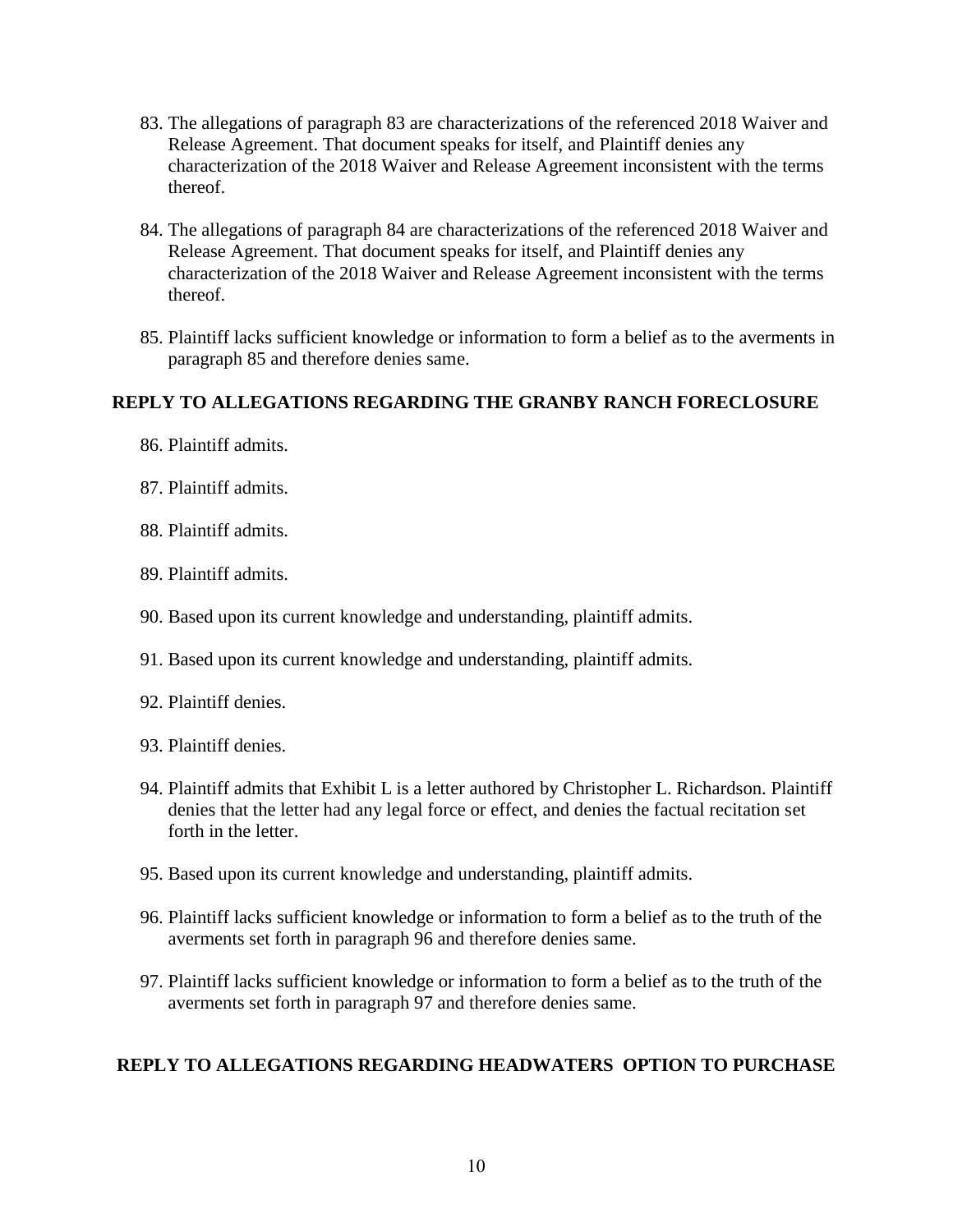83. The allegations of paragraph 83 are characterizations of the referenced 2018 Waiver and Release Agreement. That document speaks for itself, and Plaintiff denies any characterization of the 2018 Waiver and Release Agreement inconsistent with the terms thereof.

84. The allegations of paragraph 84 are characterizations of the referenced 2018 Waiver and Release Agreement. That document speaks for itself, and Plaintiff denies any characterization of the 2018 Waiver and Release Agreement inconsistent with the terms thereof.

85. Plaintiff lacks sufficient knowledge or information to form a belief as to the averments in paragraph 85 and therefore denies same.

## REPLY TO ALLEGATIONS REGARDING THE GRANBY RANCH FORECLOSURE

86. Plaintiff admits.

87. Plaintiff admits.

88. Plaintiff admits.

89. Plaintiff admits.

90. Based upon its current knowledge and understanding, plaintiff admits.

91. Based upon its current knowledge and understanding, plaintiff admits.

92. Plaintiff denies.

93. Plaintiff denies.

94. Plaintiff admits that Exhibit L is a letter authored by Christopher L. Richardson. Plaintiff denies that the letter had any legal force or effect, and denies the factual recitation set forth in the letter.

95. Based upon its current knowledge and understanding, plaintiff admits.

96. Plaintiff lacks sufficient knowledge or information to form a belief as to the truth of the averments set forth in paragraph 96 and therefore denies same.

97. Plaintiff lacks sufficient knowledge or information to form a belief as to the truth of the averments set forth in paragraph 97 and therefore denies same.

## REPLY TO ALLEGATIONS REGARDING HEADWATERS OPTION TO PURCHASE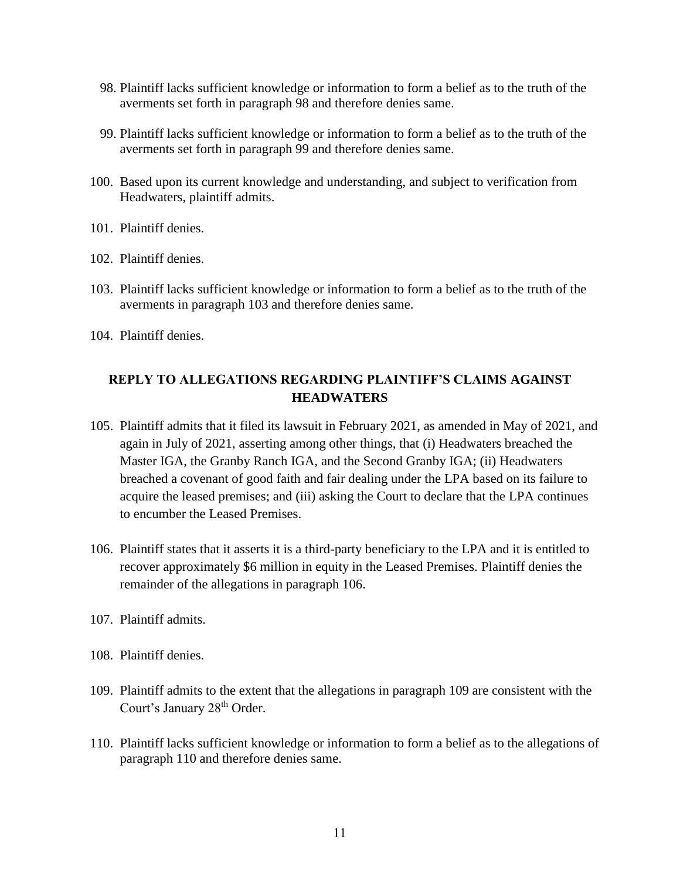98. Plaintiff lacks sufficient knowledge or information to form a belief as to the truth of the averments set forth in paragraph 98 and therefore denies same.

99. Plaintiff lacks sufficient knowledge or information to form a belief as to the truth of the averments set forth in paragraph 99 and therefore denies same.

100. Based upon its current knowledge and understanding, and subject to verification from Headwaters, plaintiff admits.

101. Plaintiff denies.

102. Plaintiff denies.

103. Plaintiff lacks sufficient knowledge or information to form a belief as to the truth of the averments in paragraph 103 and therefore denies same.

104. Plaintiff denies.

## REPLY TO ALLEGATIONS REGARDING PLAINTIFF'S CLAIMS AGAINST HEADWATERS

105. Plaintiff admits that it filed its lawsuit in February 2021, as amended in May of 2021, and again in July of 2021, asserting among other things, that (i) Headwaters breached the Master IGA, the Granby Ranch IGA, and the Second Granby IGA; (ii) Headwaters breached a covenant of good faith and fair dealing under the LPA based on its failure to acquire the leased premises; and (iii) asking the Court to declare that the LPA continues to encumber the Leased Premises.

106. Plaintiff states that it asserts it is a third-party beneficiary to the LPA and it is entitled to recover approximately \$6 million in equity in the Leased Premises. Plaintiff denies the remainder of the allegations in paragraph 106.

107. Plaintiff admits.

108. Plaintiff denies.

109. Plaintiff admits to the extent that the allegations in paragraph 109 are consistent with the Court's January 28th Order.

110. Plaintiff lacks sufficient knowledge or information to form a belief as to the allegations of paragraph 110 and therefore denies same.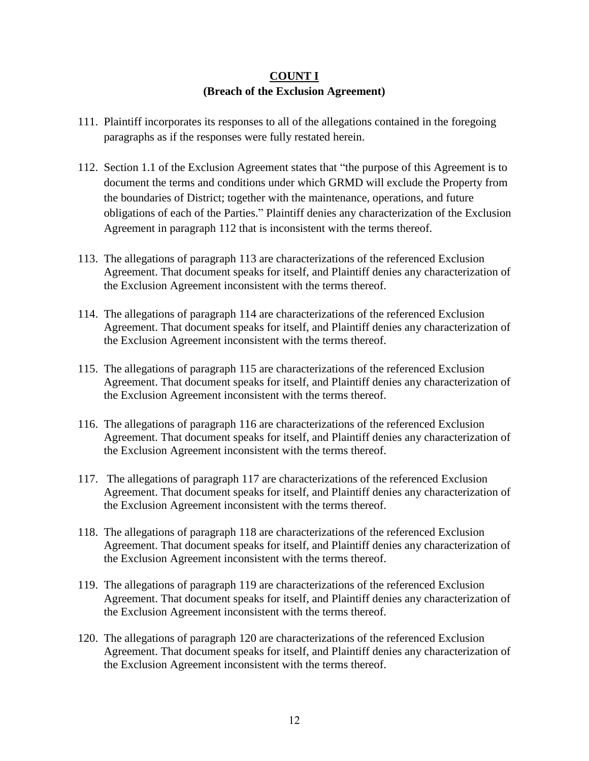**COUNT I**
**(Breach of the Exclusion Agreement)**

111. Plaintiff incorporates its responses to all of the allegations contained in the foregoing paragraphs as if the responses were fully restated herein.

112. Section 1.1 of the Exclusion Agreement states that "the purpose of this Agreement is to document the terms and conditions under which GRMD will exclude the Property from the boundaries of District; together with the maintenance, operations, and future obligations of each of the Parties." Plaintiff denies any characterization of the Exclusion Agreement in paragraph 112 that is inconsistent with the terms thereof.

113. The allegations of paragraph 113 are characterizations of the referenced Exclusion Agreement. That document speaks for itself, and Plaintiff denies any characterization of the Exclusion Agreement inconsistent with the terms thereof.

114. The allegations of paragraph 114 are characterizations of the referenced Exclusion Agreement. That document speaks for itself, and Plaintiff denies any characterization of the Exclusion Agreement inconsistent with the terms thereof.

115. The allegations of paragraph 115 are characterizations of the referenced Exclusion Agreement. That document speaks for itself, and Plaintiff denies any characterization of the Exclusion Agreement inconsistent with the terms thereof.

116. The allegations of paragraph 116 are characterizations of the referenced Exclusion Agreement. That document speaks for itself, and Plaintiff denies any characterization of the Exclusion Agreement inconsistent with the terms thereof.

117. The allegations of paragraph 117 are characterizations of the referenced Exclusion Agreement. That document speaks for itself, and Plaintiff denies any characterization of the Exclusion Agreement inconsistent with the terms thereof.

118. The allegations of paragraph 118 are characterizations of the referenced Exclusion Agreement. That document speaks for itself, and Plaintiff denies any characterization of the Exclusion Agreement inconsistent with the terms thereof.

119. The allegations of paragraph 119 are characterizations of the referenced Exclusion Agreement. That document speaks for itself, and Plaintiff denies any characterization of the Exclusion Agreement inconsistent with the terms thereof.

120. The allegations of paragraph 120 are characterizations of the referenced Exclusion Agreement. That document speaks for itself, and Plaintiff denies any characterization of the Exclusion Agreement inconsistent with the terms thereof.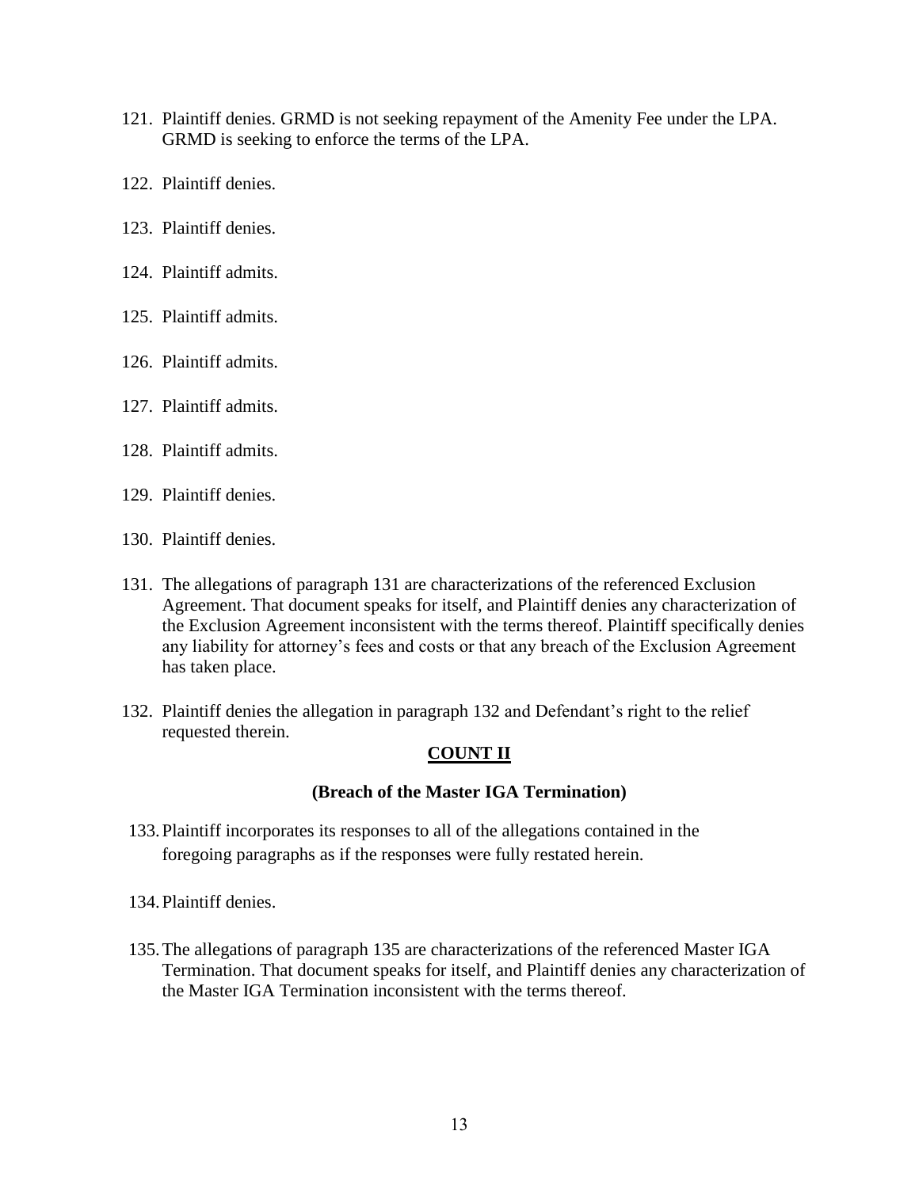121. Plaintiff denies. GRMD is not seeking repayment of the Amenity Fee under the LPA. GRMD is seeking to enforce the terms of the LPA.

122. Plaintiff denies.

123. Plaintiff denies.

124. Plaintiff admits.

125. Plaintiff admits.

126. Plaintiff admits.

127. Plaintiff admits.

128. Plaintiff admits.

129. Plaintiff denies.

130. Plaintiff denies.

131. The allegations of paragraph 131 are characterizations of the referenced Exclusion Agreement. That document speaks for itself, and Plaintiff denies any characterization of the Exclusion Agreement inconsistent with the terms thereof. Plaintiff specifically denies any liability for attorney's fees and costs or that any breach of the Exclusion Agreement has taken place.

132. Plaintiff denies the allegation in paragraph 132 and Defendant's right to the relief requested therein.

## COUNT II

### (Breach of the Master IGA Termination)

133. Plaintiff incorporates its responses to all of the allegations contained in the foregoing paragraphs as if the responses were fully restated herein.

134. Plaintiff denies.

135. The allegations of paragraph 135 are characterizations of the referenced Master IGA Termination. That document speaks for itself, and Plaintiff denies any characterization of the Master IGA Termination inconsistent with the terms thereof.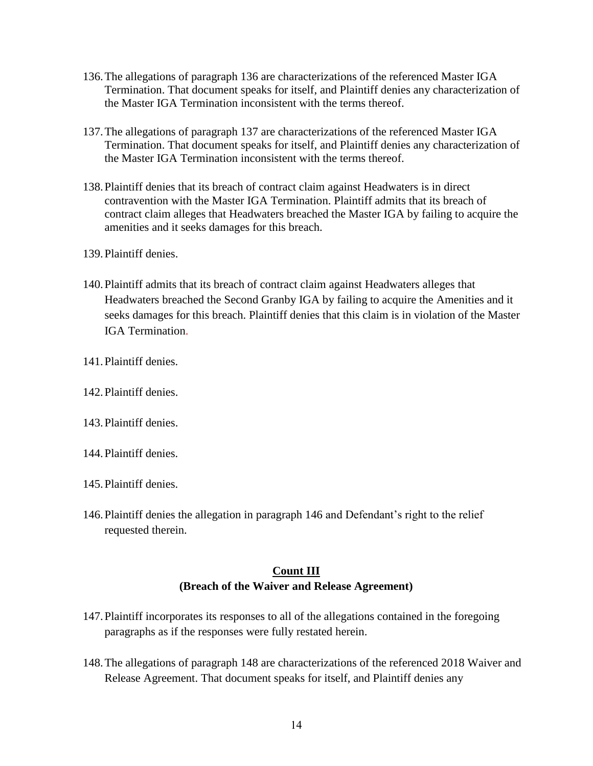136. The allegations of paragraph 136 are characterizations of the referenced Master IGA Termination. That document speaks for itself, and Plaintiff denies any characterization of the Master IGA Termination inconsistent with the terms thereof.

137. The allegations of paragraph 137 are characterizations of the referenced Master IGA Termination. That document speaks for itself, and Plaintiff denies any characterization of the Master IGA Termination inconsistent with the terms thereof.

138. Plaintiff denies that its breach of contract claim against Headwaters is in direct contravention with the Master IGA Termination. Plaintiff admits that its breach of contract claim alleges that Headwaters breached the Master IGA by failing to acquire the amenities and it seeks damages for this breach.

139. Plaintiff denies.

140. Plaintiff admits that its breach of contract claim against Headwaters alleges that Headwaters breached the Second Granby IGA by failing to acquire the Amenities and it seeks damages for this breach. Plaintiff denies that this claim is in violation of the Master IGA Termination.

141. Plaintiff denies.

142. Plaintiff denies.

143. Plaintiff denies.

144. Plaintiff denies.

145. Plaintiff denies.

146. Plaintiff denies the allegation in paragraph 146 and Defendant's right to the relief requested therein.

**Count III**
**(Breach of the Waiver and Release Agreement)**

147. Plaintiff incorporates its responses to all of the allegations contained in the foregoing paragraphs as if the responses were fully restated herein.

148. The allegations of paragraph 148 are characterizations of the referenced 2018 Waiver and Release Agreement. That document speaks for itself, and Plaintiff denies any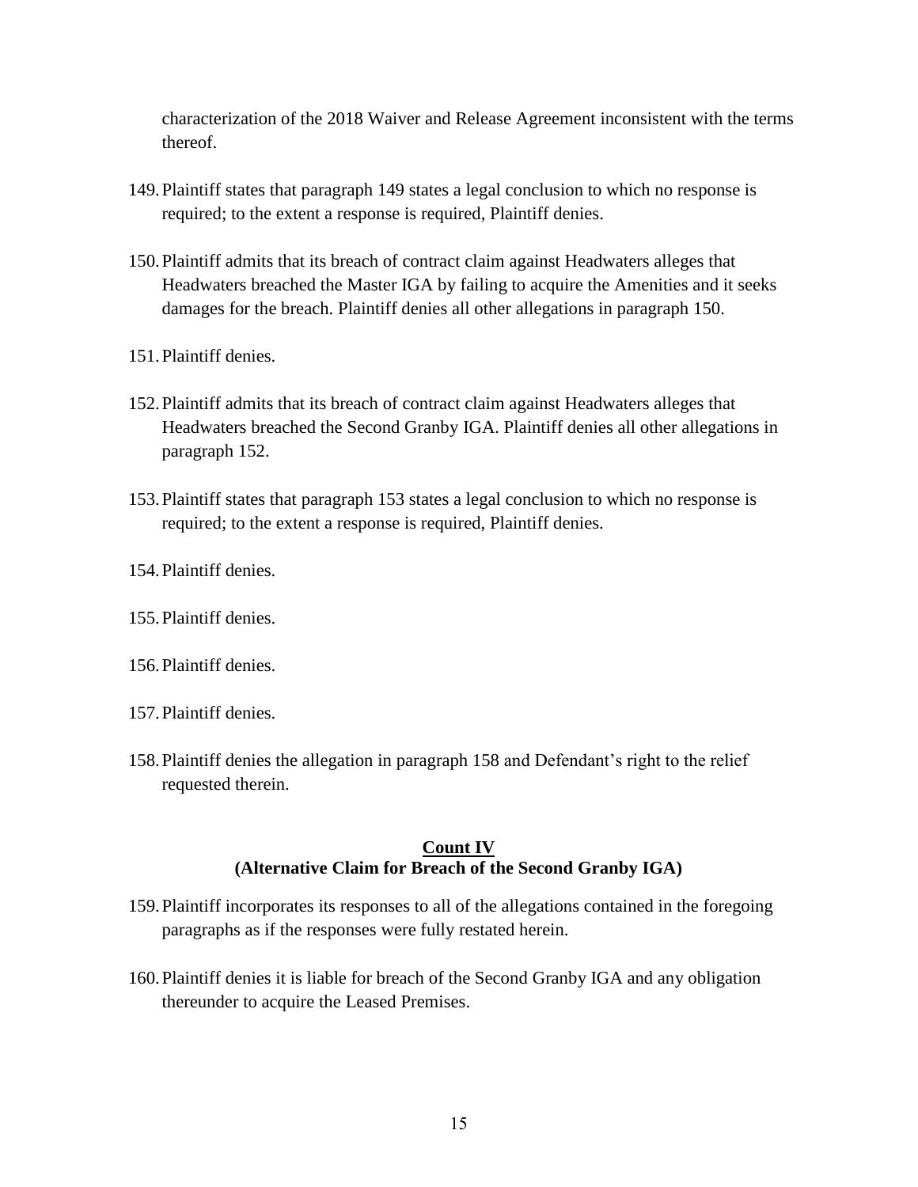characterization of the 2018 Waiver and Release Agreement inconsistent with the terms thereof.

149. Plaintiff states that paragraph 149 states a legal conclusion to which no response is required; to the extent a response is required, Plaintiff denies.

150. Plaintiff admits that its breach of contract claim against Headwaters alleges that Headwaters breached the Master IGA by failing to acquire the Amenities and it seeks damages for the breach. Plaintiff denies all other allegations in paragraph 150.

151. Plaintiff denies.

152. Plaintiff admits that its breach of contract claim against Headwaters alleges that Headwaters breached the Second Granby IGA. Plaintiff denies all other allegations in paragraph 152.

153. Plaintiff states that paragraph 153 states a legal conclusion to which no response is required; to the extent a response is required, Plaintiff denies.

154. Plaintiff denies.

155. Plaintiff denies.

156. Plaintiff denies.

157. Plaintiff denies.

158. Plaintiff denies the allegation in paragraph 158 and Defendant's right to the relief requested therein.

**Count IV**
**(Alternative Claim for Breach of the Second Granby IGA)**

159. Plaintiff incorporates its responses to all of the allegations contained in the foregoing paragraphs as if the responses were fully restated herein.

160. Plaintiff denies it is liable for breach of the Second Granby IGA and any obligation thereunder to acquire the Leased Premises.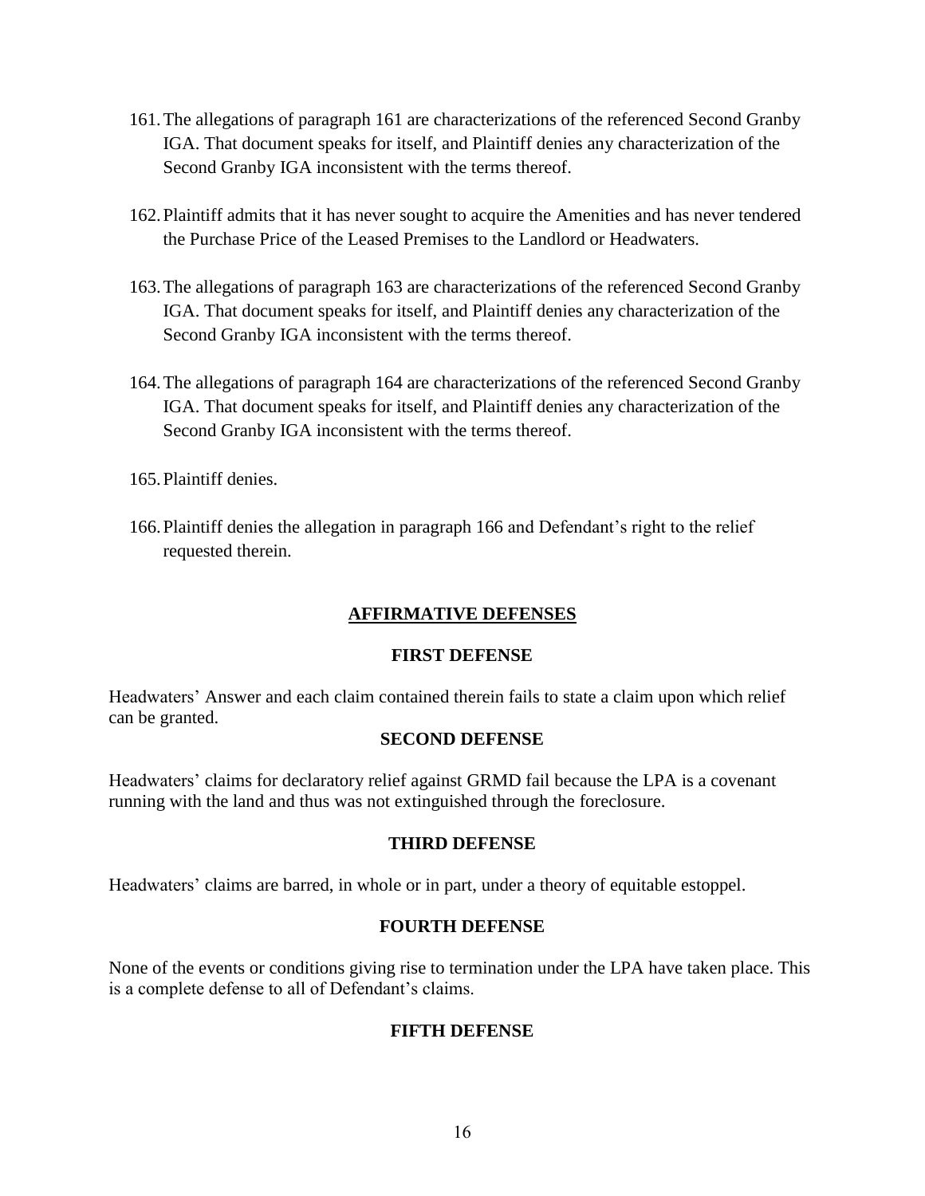161. The allegations of paragraph 161 are characterizations of the referenced Second Granby IGA. That document speaks for itself, and Plaintiff denies any characterization of the Second Granby IGA inconsistent with the terms thereof.

162. Plaintiff admits that it has never sought to acquire the Amenities and has never tendered the Purchase Price of the Leased Premises to the Landlord or Headwaters.

163. The allegations of paragraph 163 are characterizations of the referenced Second Granby IGA. That document speaks for itself, and Plaintiff denies any characterization of the Second Granby IGA inconsistent with the terms thereof.

164. The allegations of paragraph 164 are characterizations of the referenced Second Granby IGA. That document speaks for itself, and Plaintiff denies any characterization of the Second Granby IGA inconsistent with the terms thereof.

165. Plaintiff denies.

166. Plaintiff denies the allegation in paragraph 166 and Defendant's right to the relief requested therein.

## AFFIRMATIVE DEFENSES

### FIRST DEFENSE

Headwaters' Answer and each claim contained therein fails to state a claim upon which relief can be granted.

### SECOND DEFENSE

Headwaters' claims for declaratory relief against GRMD fail because the LPA is a covenant running with the land and thus was not extinguished through the foreclosure.

### THIRD DEFENSE

Headwaters' claims are barred, in whole or in part, under a theory of equitable estoppel.

### FOURTH DEFENSE

None of the events or conditions giving rise to termination under the LPA have taken place. This is a complete defense to all of Defendant's claims.

### FIFTH DEFENSE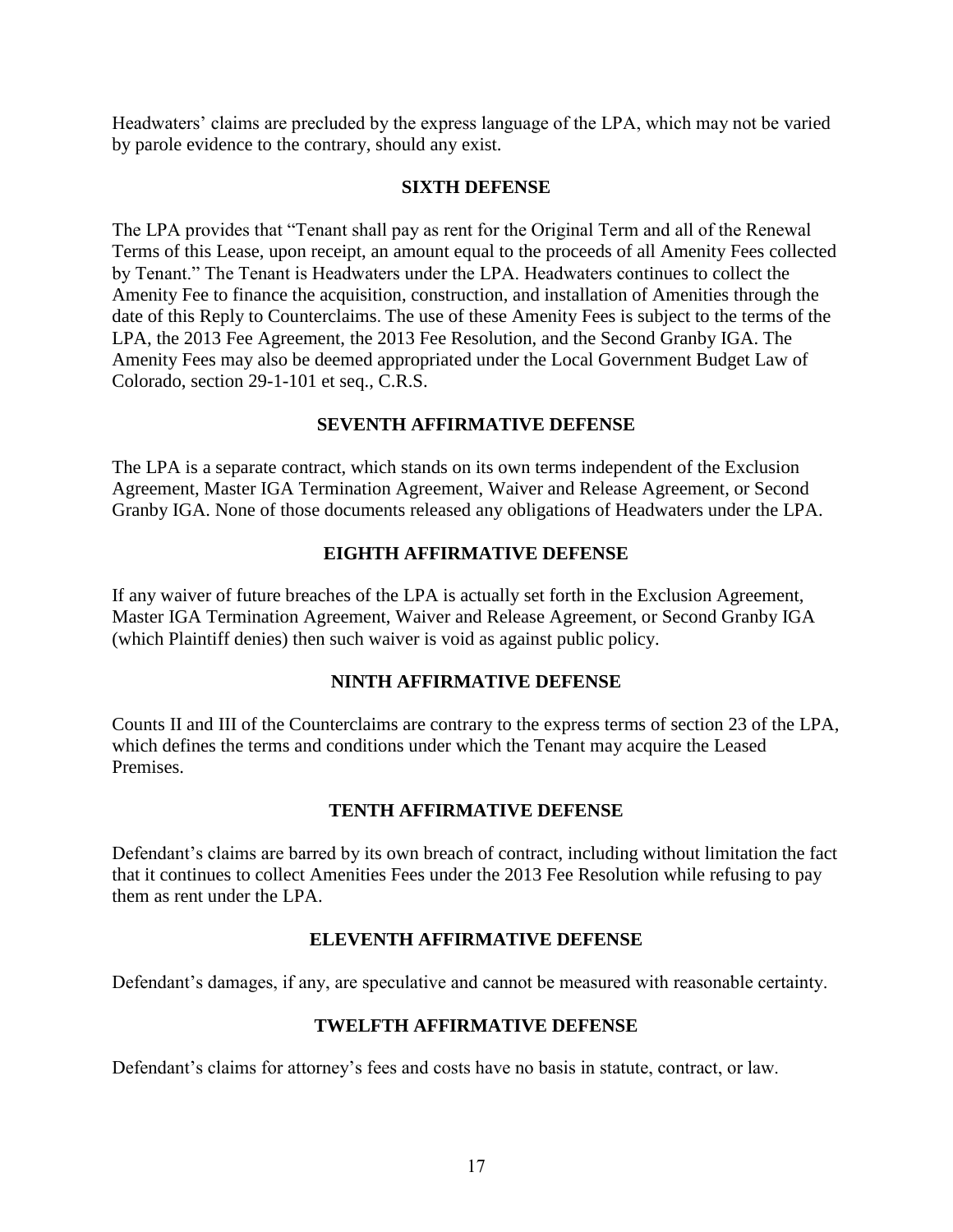Headwaters' claims are precluded by the express language of the LPA, which may not be varied by parole evidence to the contrary, should any exist.

### SIXTH DEFENSE

The LPA provides that "Tenant shall pay as rent for the Original Term and all of the Renewal Terms of this Lease, upon receipt, an amount equal to the proceeds of all Amenity Fees collected by Tenant." The Tenant is Headwaters under the LPA. Headwaters continues to collect the Amenity Fee to finance the acquisition, construction, and installation of Amenities through the date of this Reply to Counterclaims. The use of these Amenity Fees is subject to the terms of the LPA, the 2013 Fee Agreement, the 2013 Fee Resolution, and the Second Granby IGA. The Amenity Fees may also be deemed appropriated under the Local Government Budget Law of Colorado, section 29-1-101 et seq., C.R.S.

### SEVENTH AFFIRMATIVE DEFENSE

The LPA is a separate contract, which stands on its own terms independent of the Exclusion Agreement, Master IGA Termination Agreement, Waiver and Release Agreement, or Second Granby IGA. None of those documents released any obligations of Headwaters under the LPA.

### EIGHTH AFFIRMATIVE DEFENSE

If any waiver of future breaches of the LPA is actually set forth in the Exclusion Agreement, Master IGA Termination Agreement, Waiver and Release Agreement, or Second Granby IGA (which Plaintiff denies) then such waiver is void as against public policy.

### NINTH AFFIRMATIVE DEFENSE

Counts II and III of the Counterclaims are contrary to the express terms of section 23 of the LPA, which defines the terms and conditions under which the Tenant may acquire the Leased Premises.

### TENTH AFFIRMATIVE DEFENSE

Defendant's claims are barred by its own breach of contract, including without limitation the fact that it continues to collect Amenities Fees under the 2013 Fee Resolution while refusing to pay them as rent under the LPA.

### ELEVENTH AFFIRMATIVE DEFENSE

Defendant's damages, if any, are speculative and cannot be measured with reasonable certainty.

### TWELFTH AFFIRMATIVE DEFENSE

Defendant's claims for attorney's fees and costs have no basis in statute, contract, or law.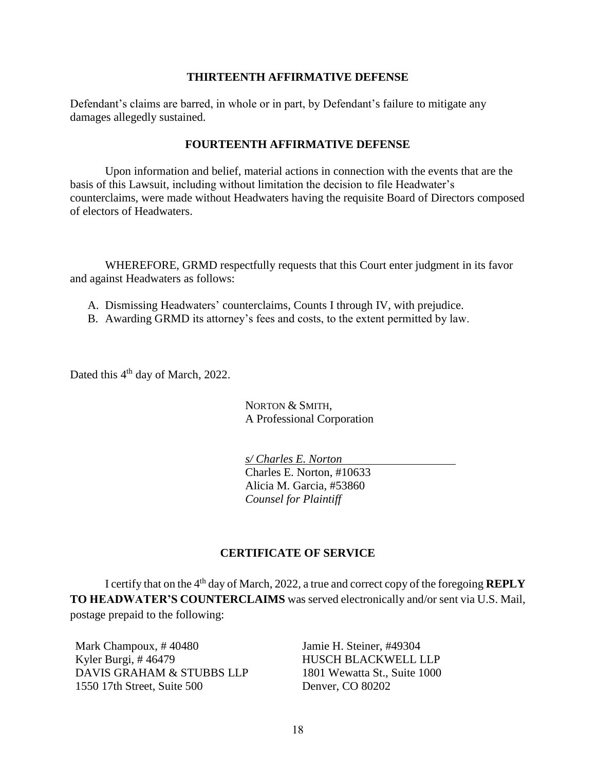### THIRTEENTH AFFIRMATIVE DEFENSE

Defendant's claims are barred, in whole or in part, by Defendant's failure to mitigate any damages allegedly sustained.

### FOURTEENTH AFFIRMATIVE DEFENSE

Upon information and belief, material actions in connection with the events that are the basis of this Lawsuit, including without limitation the decision to file Headwater's counterclaims, were made without Headwaters having the requisite Board of Directors composed of electors of Headwaters.

WHEREFORE, GRMD respectfully requests that this Court enter judgment in its favor and against Headwaters as follows:

A. Dismissing Headwaters' counterclaims, Counts I through IV, with prejudice.
B. Awarding GRMD its attorney's fees and costs, to the extent permitted by law.

Dated this 4th day of March, 2022.

NORTON & SMITH,
A Professional Corporation

*s/ Charles E. Norton*
Charles E. Norton, #10633
Alicia M. Garcia, #53860
*Counsel for Plaintiff*

### CERTIFICATE OF SERVICE

I certify that on the 4th day of March, 2022, a true and correct copy of the foregoing **REPLY TO HEADWATER'S COUNTERCLAIMS** was served electronically and/or sent via U.S. Mail, postage prepaid to the following:

Mark Champoux, # 40480
Kyler Burgi, # 46479
DAVIS GRAHAM & STUBBS LLP
1550 17th Street, Suite 500

Jamie H. Steiner, #49304
HUSCH BLACKWELL LLP
1801 Wewatta St., Suite 1000
Denver, CO 80202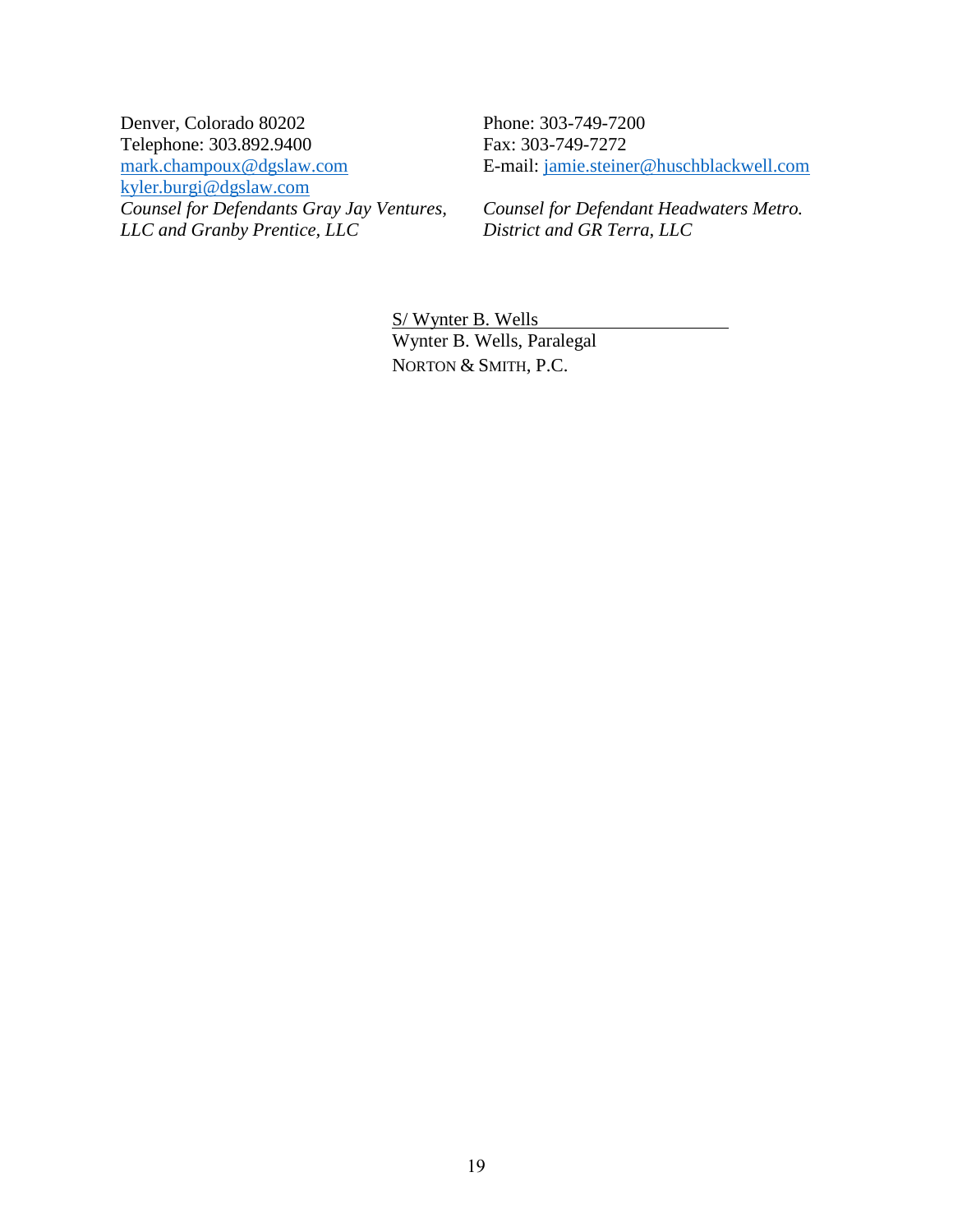Denver, Colorado 80202
Telephone: 303.892.9400
mark.champoux@dgslaw.com
kyler.burgi@dgslaw.com
*Counsel for Defendants Gray Jay Ventures, LLC and Granby Prentice, LLC*

Phone: 303-749-7200
Fax: 303-749-7272
E-mail: jamie.steiner@huschblackwell.com
*Counsel for Defendant Headwaters Metro. District and GR Terra, LLC*

S/ Wynter B. Wells
Wynter B. Wells, Paralegal
NORTON & SMITH, P.C.